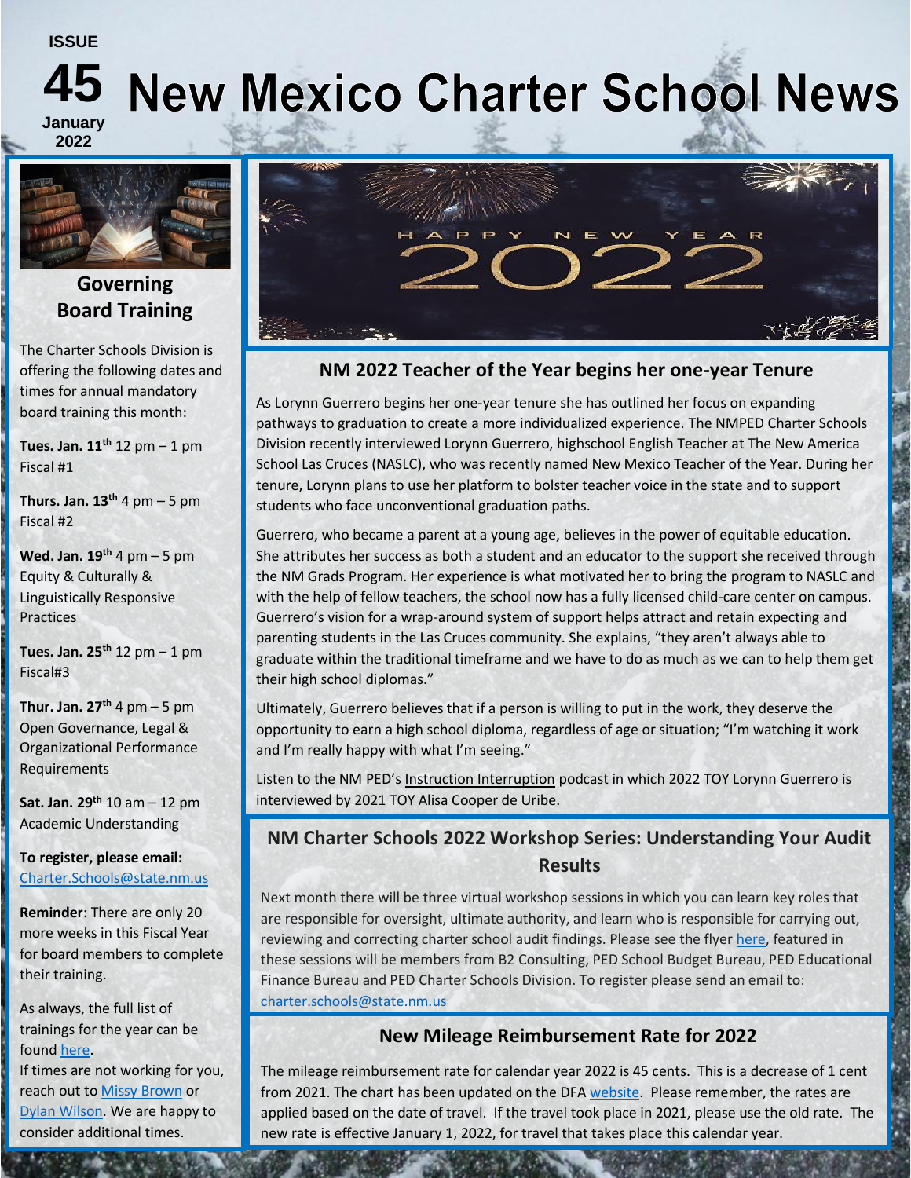ISSUE **45** January 2022

# New Mexico Charter School News

## Governing Board Training

The Charter Schools Division is offering the following dates and times for annual mandatory board training this month:

**Tues. Jan. 11th** 12 pm – 1 pm
Fiscal #1

**Thurs. Jan. 13th** 4 pm – 5 pm
Fiscal #2

**Wed. Jan. 19th** 4 pm – 5 pm
Equity & Culturally & Linguistically Responsive Practices

**Tues. Jan. 25th** 12 pm – 1 pm
Fiscal#3

**Thur. Jan. 27th** 4 pm – 5 pm
Open Governance, Legal & Organizational Performance Requirements

**Sat. Jan. 29th** 10 am – 12 pm
Academic Understanding

**To register, please email:**
Charter.Schools@state.nm.us

**Reminder**: There are only 20 more weeks in this Fiscal Year for board members to complete their training.

As always, the full list of trainings for the year can be found here.
If times are not working for you, reach out to Missy Brown or Dylan Wilson. We are happy to consider additional times.

## NM 2022 Teacher of the Year begins her one-year Tenure

As Lorynn Guerrero begins her one-year tenure she has outlined her focus on expanding pathways to graduation to create a more individualized experience. The NMPED Charter Schools Division recently interviewed Lorynn Guerrero, highschool English Teacher at The New America School Las Cruces (NASLC), who was recently named New Mexico Teacher of the Year. During her tenure, Lorynn plans to use her platform to bolster teacher voice in the state and to support students who face unconventional graduation paths.

Guerrero, who became a parent at a young age, believes in the power of equitable education. She attributes her success as both a student and an educator to the support she received through the NM Grads Program. Her experience is what motivated her to bring the program to NASLC and with the help of fellow teachers, the school now has a fully licensed child-care center on campus. Guerrero's vision for a wrap-around system of support helps attract and retain expecting and parenting students in the Las Cruces community. She explains, "they aren't always able to graduate within the traditional timeframe and we have to do as much as we can to help them get their high school diplomas."

Ultimately, Guerrero believes that if a person is willing to put in the work, they deserve the opportunity to earn a high school diploma, regardless of age or situation; "I'm watching it work and I'm really happy with what I'm seeing."

Listen to the NM PED's Instruction Interruption podcast in which 2022 TOY Lorynn Guerrero is interviewed by 2021 TOY Alisa Cooper de Uribe.

## NM Charter Schools 2022 Workshop Series: Understanding Your Audit Results

Next month there will be three virtual workshop sessions in which you can learn key roles that are responsible for oversight, ultimate authority, and learn who is responsible for carrying out, reviewing and correcting charter school audit findings. Please see the flyer here, featured in these sessions will be members from B2 Consulting, PED School Budget Bureau, PED Educational Finance Bureau and PED Charter Schools Division. To register please send an email to: charter.schools@state.nm.us

## New Mileage Reimbursement Rate for 2022

The mileage reimbursement rate for calendar year 2022 is 45 cents. This is a decrease of 1 cent from 2021. The chart has been updated on the DFA website. Please remember, the rates are applied based on the date of travel. If the travel took place in 2021, please use the old rate. The new rate is effective January 1, 2022, for travel that takes place this calendar year.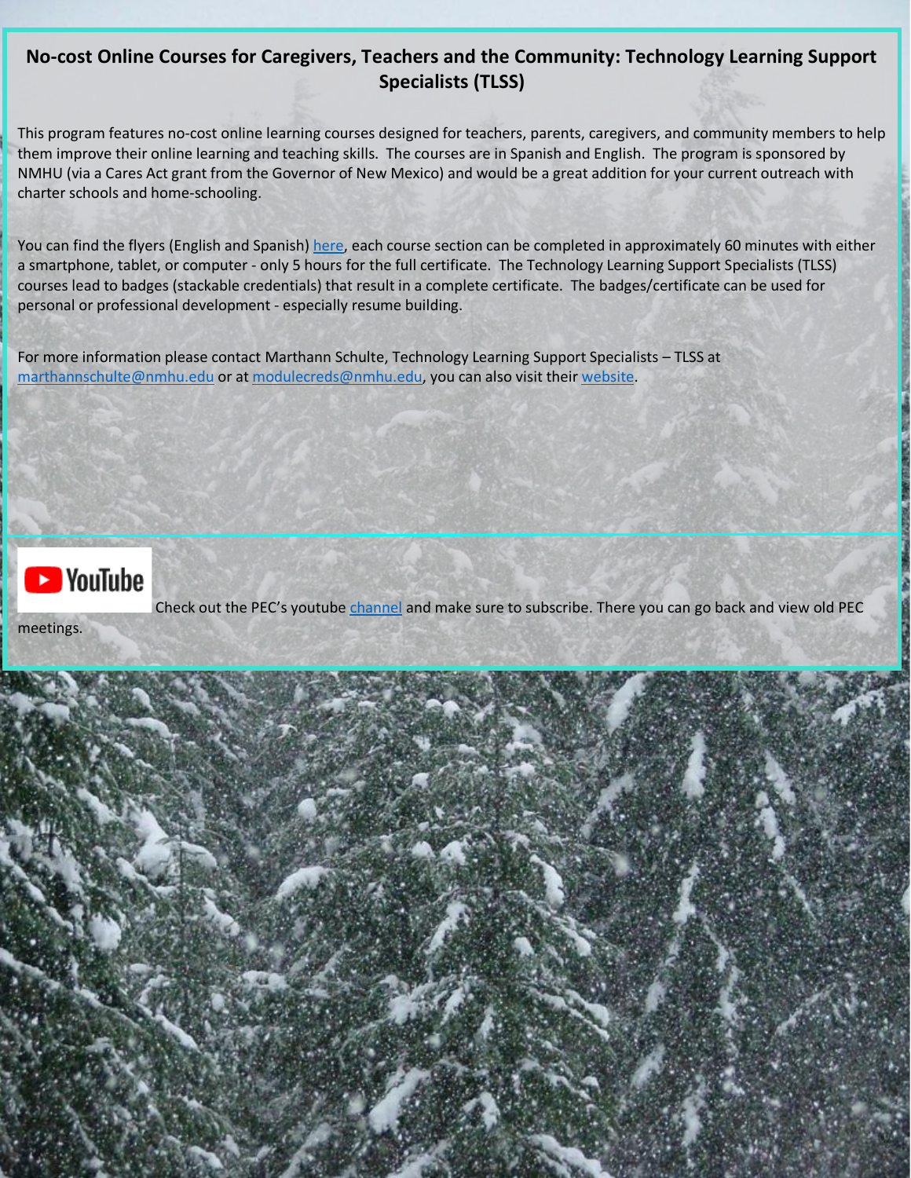## No-cost Online Courses for Caregivers, Teachers and the Community: Technology Learning Support Specialists (TLSS)

This program features no-cost online learning courses designed for teachers, parents, caregivers, and community members to help them improve their online learning and teaching skills. The courses are in Spanish and English. The program is sponsored by NMHU (via a Cares Act grant from the Governor of New Mexico) and would be a great addition for your current outreach with charter schools and home-schooling.

You can find the flyers (English and Spanish) here, each course section can be completed in approximately 60 minutes with either a smartphone, tablet, or computer - only 5 hours for the full certificate. The Technology Learning Support Specialists (TLSS) courses lead to badges (stackable credentials) that result in a complete certificate. The badges/certificate can be used for personal or professional development - especially resume building.

For more information please contact Marthann Schulte, Technology Learning Support Specialists – TLSS at marthannschulte@nmhu.edu or at modulecreds@nmhu.edu, you can also visit their website.

Check out the PEC's youtube channel and make sure to subscribe. There you can go back and view old PEC meetings.